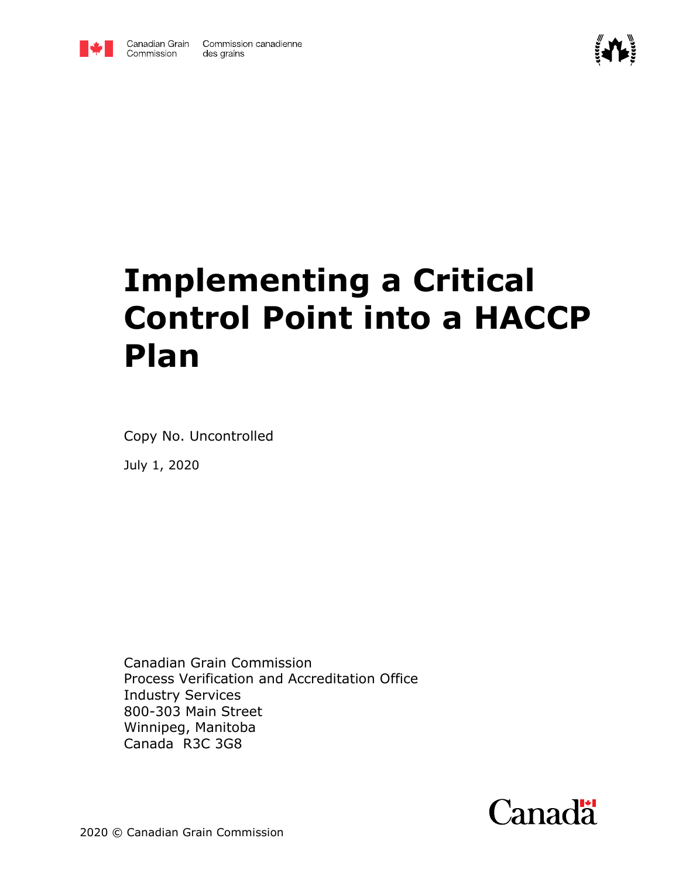Canadian Grain Commission    Commission canadienne des grains

# Implementing a Critical Control Point into a HACCP Plan

Copy No. Uncontrolled

July 1, 2020

Canadian Grain Commission
Process Verification and Accreditation Office
Industry Services
800-303 Main Street
Winnipeg, Manitoba
Canada  R3C 3G8

2020 © Canadian Grain Commission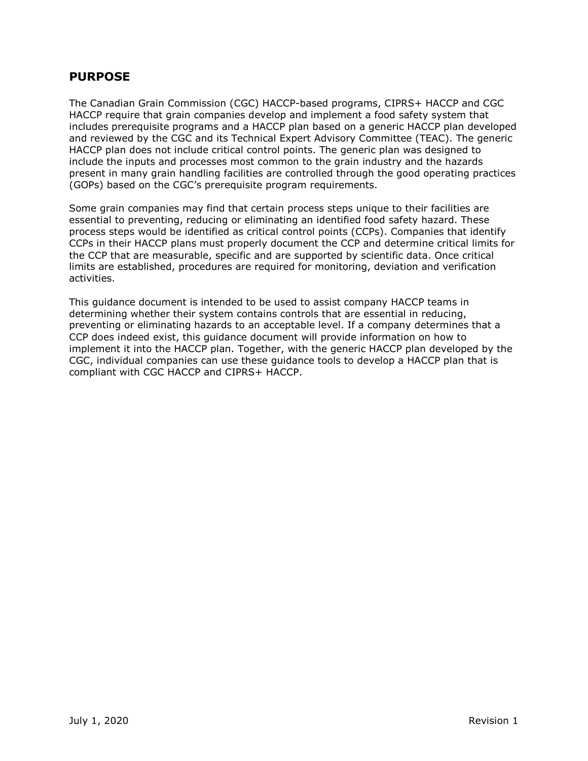## PURPOSE

The Canadian Grain Commission (CGC) HACCP-based programs, CIPRS+ HACCP and CGC HACCP require that grain companies develop and implement a food safety system that includes prerequisite programs and a HACCP plan based on a generic HACCP plan developed and reviewed by the CGC and its Technical Expert Advisory Committee (TEAC). The generic HACCP plan does not include critical control points. The generic plan was designed to include the inputs and processes most common to the grain industry and the hazards present in many grain handling facilities are controlled through the good operating practices (GOPs) based on the CGC's prerequisite program requirements.

Some grain companies may find that certain process steps unique to their facilities are essential to preventing, reducing or eliminating an identified food safety hazard. These process steps would be identified as critical control points (CCPs). Companies that identify CCPs in their HACCP plans must properly document the CCP and determine critical limits for the CCP that are measurable, specific and are supported by scientific data. Once critical limits are established, procedures are required for monitoring, deviation and verification activities.

This guidance document is intended to be used to assist company HACCP teams in determining whether their system contains controls that are essential in reducing, preventing or eliminating hazards to an acceptable level. If a company determines that a CCP does indeed exist, this guidance document will provide information on how to implement it into the HACCP plan. Together, with the generic HACCP plan developed by the CGC, individual companies can use these guidance tools to develop a HACCP plan that is compliant with CGC HACCP and CIPRS+ HACCP.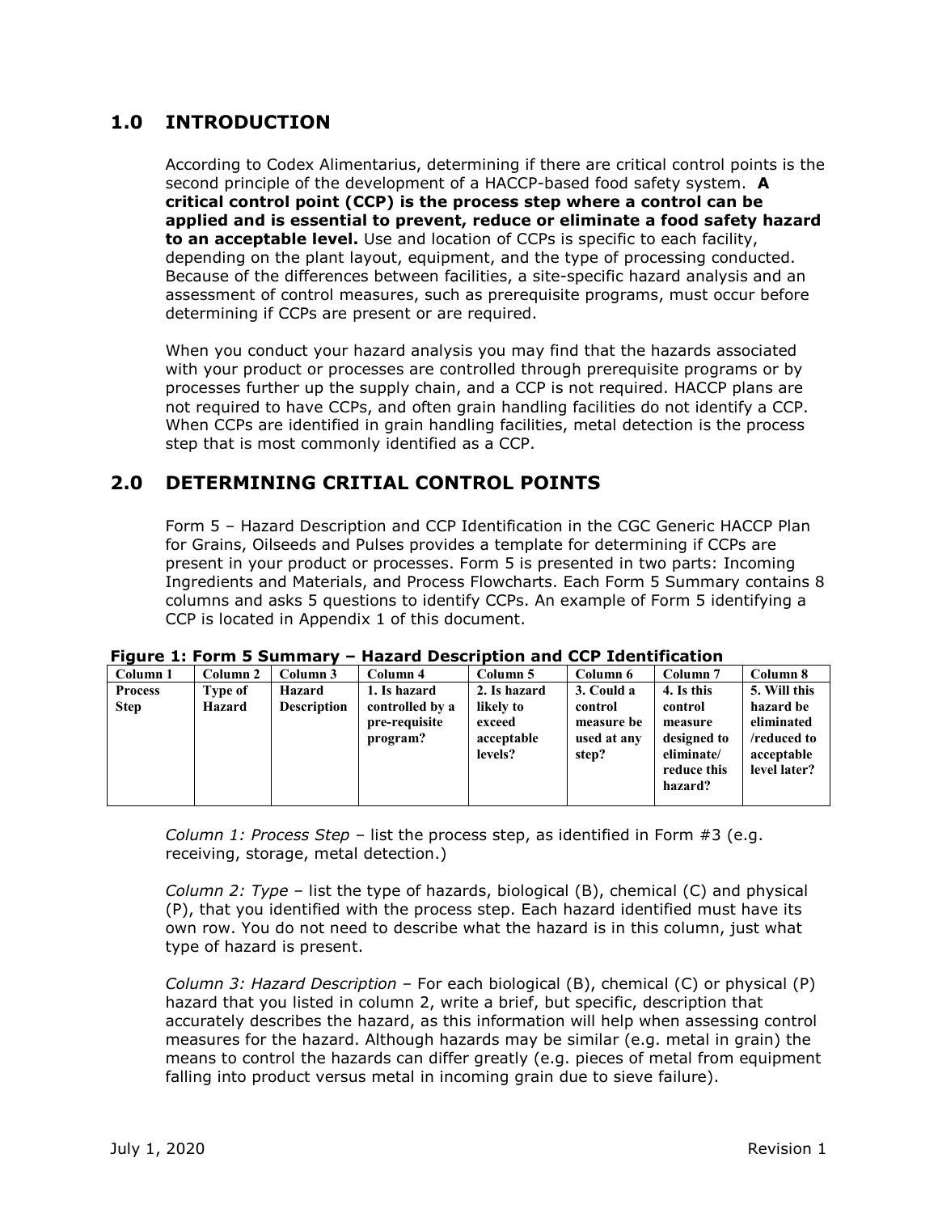## 1.0 INTRODUCTION

According to Codex Alimentarius, determining if there are critical control points is the second principle of the development of a HACCP-based food safety system. **A critical control point (CCP) is the process step where a control can be applied and is essential to prevent, reduce or eliminate a food safety hazard to an acceptable level.** Use and location of CCPs is specific to each facility, depending on the plant layout, equipment, and the type of processing conducted. Because of the differences between facilities, a site-specific hazard analysis and an assessment of control measures, such as prerequisite programs, must occur before determining if CCPs are present or are required.

When you conduct your hazard analysis you may find that the hazards associated with your product or processes are controlled through prerequisite programs or by processes further up the supply chain, and a CCP is not required. HACCP plans are not required to have CCPs, and often grain handling facilities do not identify a CCP. When CCPs are identified in grain handling facilities, metal detection is the process step that is most commonly identified as a CCP.

## 2.0 DETERMINING CRITIAL CONTROL POINTS

Form 5 – Hazard Description and CCP Identification in the CGC Generic HACCP Plan for Grains, Oilseeds and Pulses provides a template for determining if CCPs are present in your product or processes. Form 5 is presented in two parts: Incoming Ingredients and Materials, and Process Flowcharts. Each Form 5 Summary contains 8 columns and asks 5 questions to identify CCPs. An example of Form 5 identifying a CCP is located in Appendix 1 of this document.

**Figure 1: Form 5 Summary – Hazard Description and CCP Identification**

| Column 1 | Column 2 | Column 3 | Column 4 | Column 5 | Column 6 | Column 7 | Column 8 |
|---|---|---|---|---|---|---|---|
| **Process Step** | **Type of Hazard** | **Hazard Description** | **1. Is hazard controlled by a pre-requisite program?** | **2. Is hazard likely to exceed acceptable levels?** | **3. Could a control measure be used at any step?** | **4. Is this control measure designed to eliminate/ reduce this hazard?** | **5. Will this hazard be eliminated /reduced to acceptable level later?** |

*Column 1: Process Step* – list the process step, as identified in Form #3 (e.g. receiving, storage, metal detection.)

*Column 2: Type* – list the type of hazards, biological (B), chemical (C) and physical (P), that you identified with the process step. Each hazard identified must have its own row. You do not need to describe what the hazard is in this column, just what type of hazard is present.

*Column 3: Hazard Description* – For each biological (B), chemical (C) or physical (P) hazard that you listed in column 2, write a brief, but specific, description that accurately describes the hazard, as this information will help when assessing control measures for the hazard. Although hazards may be similar (e.g. metal in grain) the means to control the hazards can differ greatly (e.g. pieces of metal from equipment falling into product versus metal in incoming grain due to sieve failure).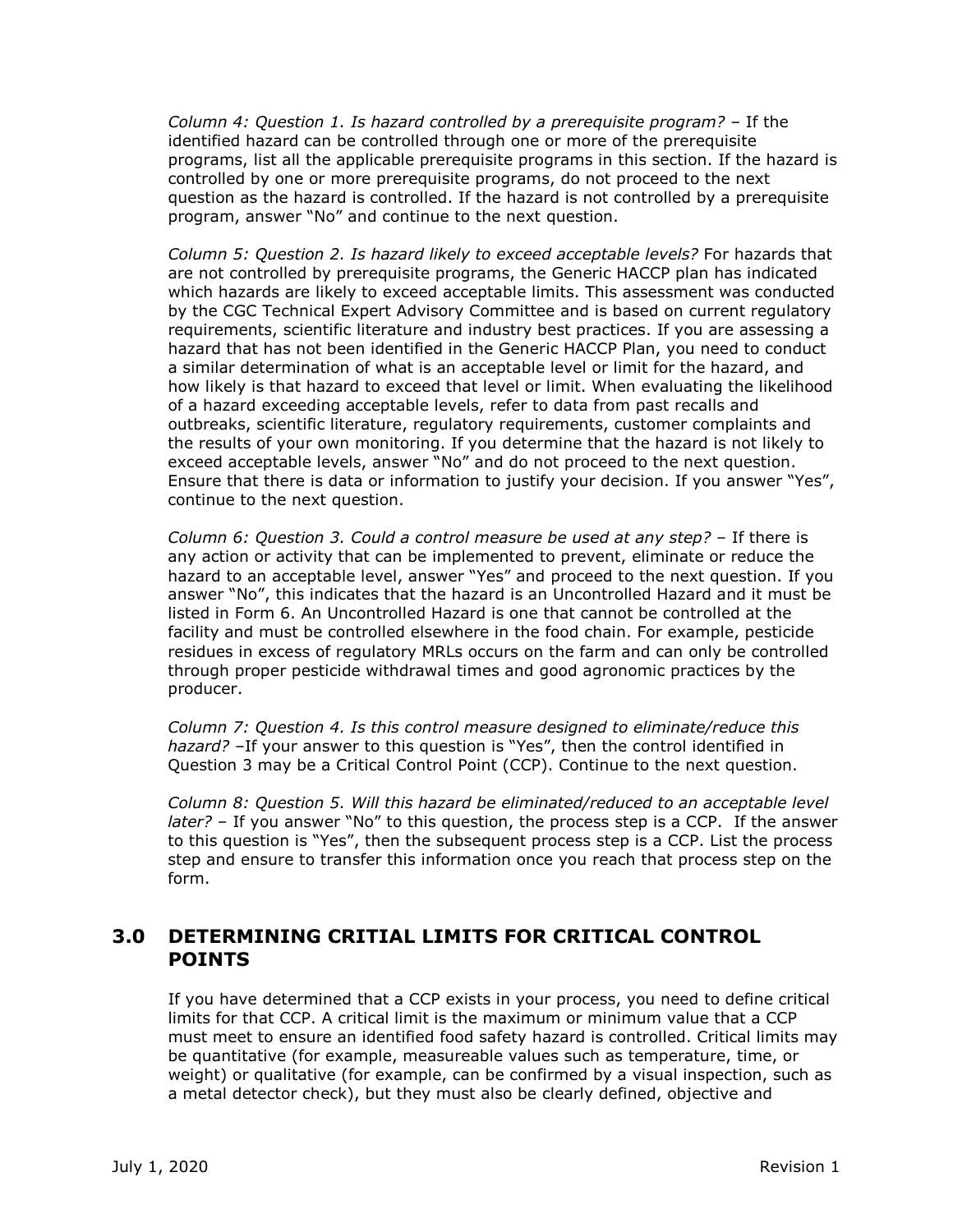*Column 4: Question 1. Is hazard controlled by a prerequisite program?* – If the identified hazard can be controlled through one or more of the prerequisite programs, list all the applicable prerequisite programs in this section. If the hazard is controlled by one or more prerequisite programs, do not proceed to the next question as the hazard is controlled. If the hazard is not controlled by a prerequisite program, answer "No" and continue to the next question.

*Column 5: Question 2. Is hazard likely to exceed acceptable levels?* For hazards that are not controlled by prerequisite programs, the Generic HACCP plan has indicated which hazards are likely to exceed acceptable limits. This assessment was conducted by the CGC Technical Expert Advisory Committee and is based on current regulatory requirements, scientific literature and industry best practices. If you are assessing a hazard that has not been identified in the Generic HACCP Plan, you need to conduct a similar determination of what is an acceptable level or limit for the hazard, and how likely is that hazard to exceed that level or limit. When evaluating the likelihood of a hazard exceeding acceptable levels, refer to data from past recalls and outbreaks, scientific literature, regulatory requirements, customer complaints and the results of your own monitoring. If you determine that the hazard is not likely to exceed acceptable levels, answer "No" and do not proceed to the next question. Ensure that there is data or information to justify your decision. If you answer "Yes", continue to the next question.

*Column 6: Question 3. Could a control measure be used at any step?* – If there is any action or activity that can be implemented to prevent, eliminate or reduce the hazard to an acceptable level, answer "Yes" and proceed to the next question. If you answer "No", this indicates that the hazard is an Uncontrolled Hazard and it must be listed in Form 6. An Uncontrolled Hazard is one that cannot be controlled at the facility and must be controlled elsewhere in the food chain. For example, pesticide residues in excess of regulatory MRLs occurs on the farm and can only be controlled through proper pesticide withdrawal times and good agronomic practices by the producer.

*Column 7: Question 4. Is this control measure designed to eliminate/reduce this hazard?* –If your answer to this question is "Yes", then the control identified in Question 3 may be a Critical Control Point (CCP). Continue to the next question.

*Column 8: Question 5. Will this hazard be eliminated/reduced to an acceptable level later?* – If you answer "No" to this question, the process step is a CCP. If the answer to this question is "Yes", then the subsequent process step is a CCP. List the process step and ensure to transfer this information once you reach that process step on the form.

## 3.0 DETERMINING CRITIAL LIMITS FOR CRITICAL CONTROL POINTS

If you have determined that a CCP exists in your process, you need to define critical limits for that CCP. A critical limit is the maximum or minimum value that a CCP must meet to ensure an identified food safety hazard is controlled. Critical limits may be quantitative (for example, measureable values such as temperature, time, or weight) or qualitative (for example, can be confirmed by a visual inspection, such as a metal detector check), but they must also be clearly defined, objective and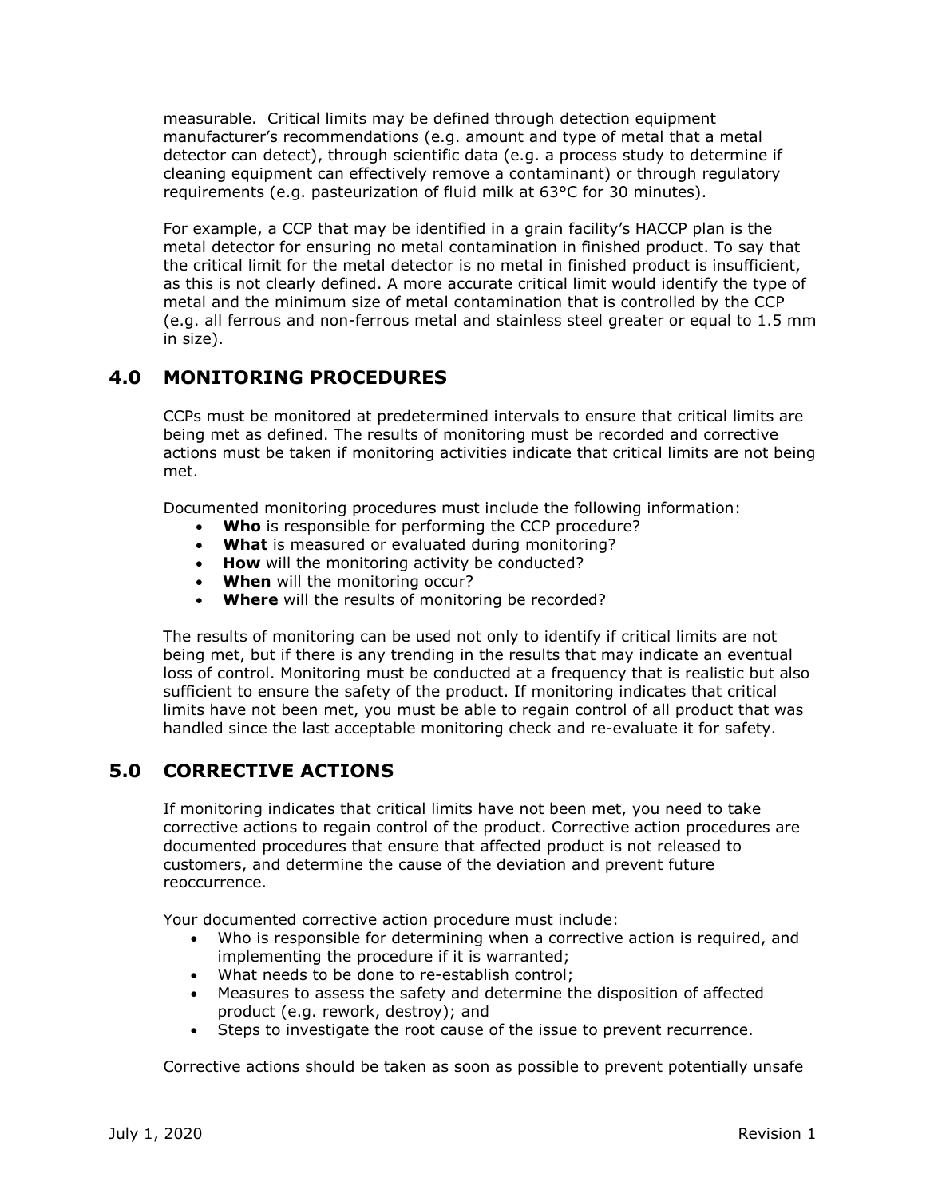measurable. Critical limits may be defined through detection equipment manufacturer's recommendations (e.g. amount and type of metal that a metal detector can detect), through scientific data (e.g. a process study to determine if cleaning equipment can effectively remove a contaminant) or through regulatory requirements (e.g. pasteurization of fluid milk at 63°C for 30 minutes).

For example, a CCP that may be identified in a grain facility's HACCP plan is the metal detector for ensuring no metal contamination in finished product. To say that the critical limit for the metal detector is no metal in finished product is insufficient, as this is not clearly defined. A more accurate critical limit would identify the type of metal and the minimum size of metal contamination that is controlled by the CCP (e.g. all ferrous and non-ferrous metal and stainless steel greater or equal to 1.5 mm in size).

## 4.0 MONITORING PROCEDURES

CCPs must be monitored at predetermined intervals to ensure that critical limits are being met as defined. The results of monitoring must be recorded and corrective actions must be taken if monitoring activities indicate that critical limits are not being met.

Documented monitoring procedures must include the following information:

- **Who** is responsible for performing the CCP procedure?
- **What** is measured or evaluated during monitoring?
- **How** will the monitoring activity be conducted?
- **When** will the monitoring occur?
- **Where** will the results of monitoring be recorded?

The results of monitoring can be used not only to identify if critical limits are not being met, but if there is any trending in the results that may indicate an eventual loss of control. Monitoring must be conducted at a frequency that is realistic but also sufficient to ensure the safety of the product. If monitoring indicates that critical limits have not been met, you must be able to regain control of all product that was handled since the last acceptable monitoring check and re-evaluate it for safety.

## 5.0 CORRECTIVE ACTIONS

If monitoring indicates that critical limits have not been met, you need to take corrective actions to regain control of the product. Corrective action procedures are documented procedures that ensure that affected product is not released to customers, and determine the cause of the deviation and prevent future reoccurrence.

Your documented corrective action procedure must include:

- Who is responsible for determining when a corrective action is required, and implementing the procedure if it is warranted;
- What needs to be done to re-establish control;
- Measures to assess the safety and determine the disposition of affected product (e.g. rework, destroy); and
- Steps to investigate the root cause of the issue to prevent recurrence.

Corrective actions should be taken as soon as possible to prevent potentially unsafe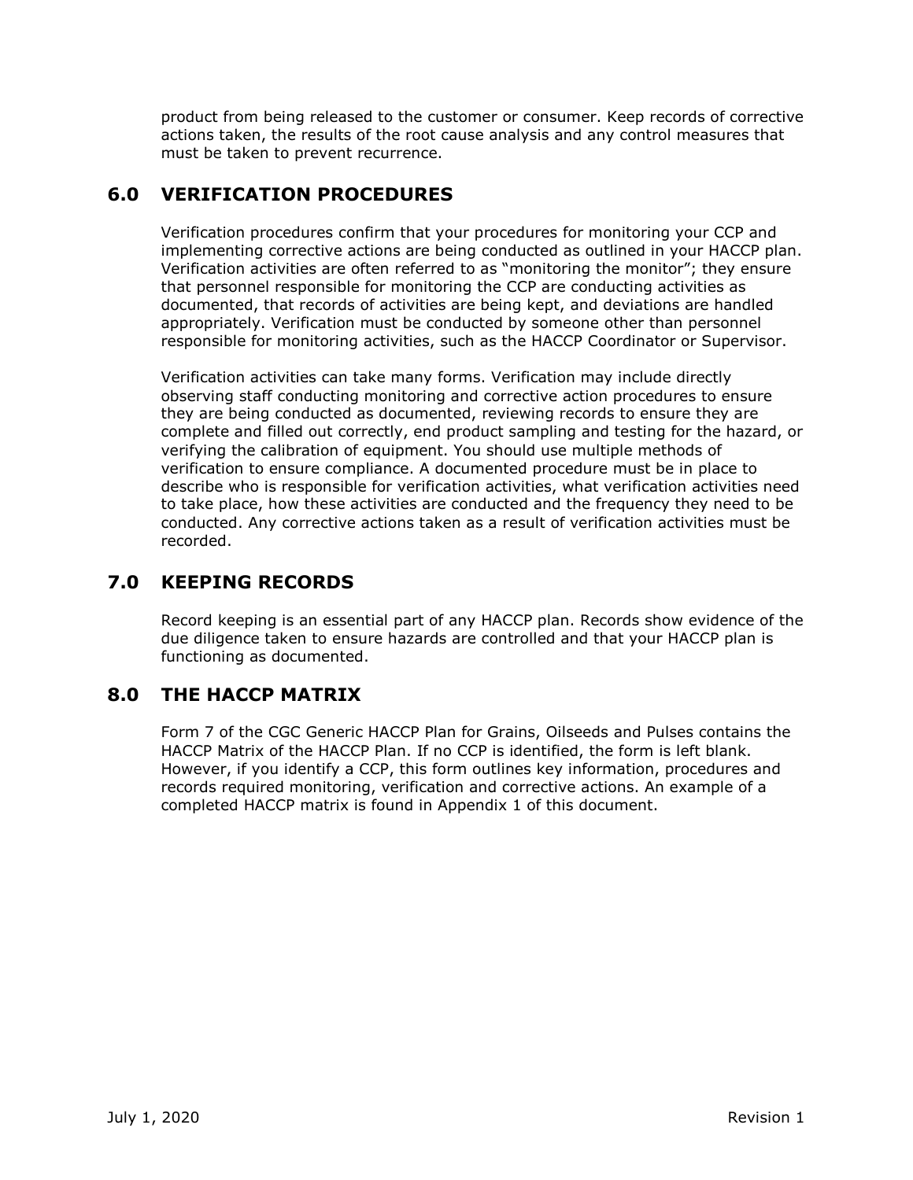product from being released to the customer or consumer. Keep records of corrective actions taken, the results of the root cause analysis and any control measures that must be taken to prevent recurrence.

## 6.0 VERIFICATION PROCEDURES

Verification procedures confirm that your procedures for monitoring your CCP and implementing corrective actions are being conducted as outlined in your HACCP plan. Verification activities are often referred to as "monitoring the monitor"; they ensure that personnel responsible for monitoring the CCP are conducting activities as documented, that records of activities are being kept, and deviations are handled appropriately. Verification must be conducted by someone other than personnel responsible for monitoring activities, such as the HACCP Coordinator or Supervisor.

Verification activities can take many forms. Verification may include directly observing staff conducting monitoring and corrective action procedures to ensure they are being conducted as documented, reviewing records to ensure they are complete and filled out correctly, end product sampling and testing for the hazard, or verifying the calibration of equipment. You should use multiple methods of verification to ensure compliance. A documented procedure must be in place to describe who is responsible for verification activities, what verification activities need to take place, how these activities are conducted and the frequency they need to be conducted. Any corrective actions taken as a result of verification activities must be recorded.

## 7.0 KEEPING RECORDS

Record keeping is an essential part of any HACCP plan. Records show evidence of the due diligence taken to ensure hazards are controlled and that your HACCP plan is functioning as documented.

## 8.0 THE HACCP MATRIX

Form 7 of the CGC Generic HACCP Plan for Grains, Oilseeds and Pulses contains the HACCP Matrix of the HACCP Plan. If no CCP is identified, the form is left blank. However, if you identify a CCP, this form outlines key information, procedures and records required monitoring, verification and corrective actions. An example of a completed HACCP matrix is found in Appendix 1 of this document.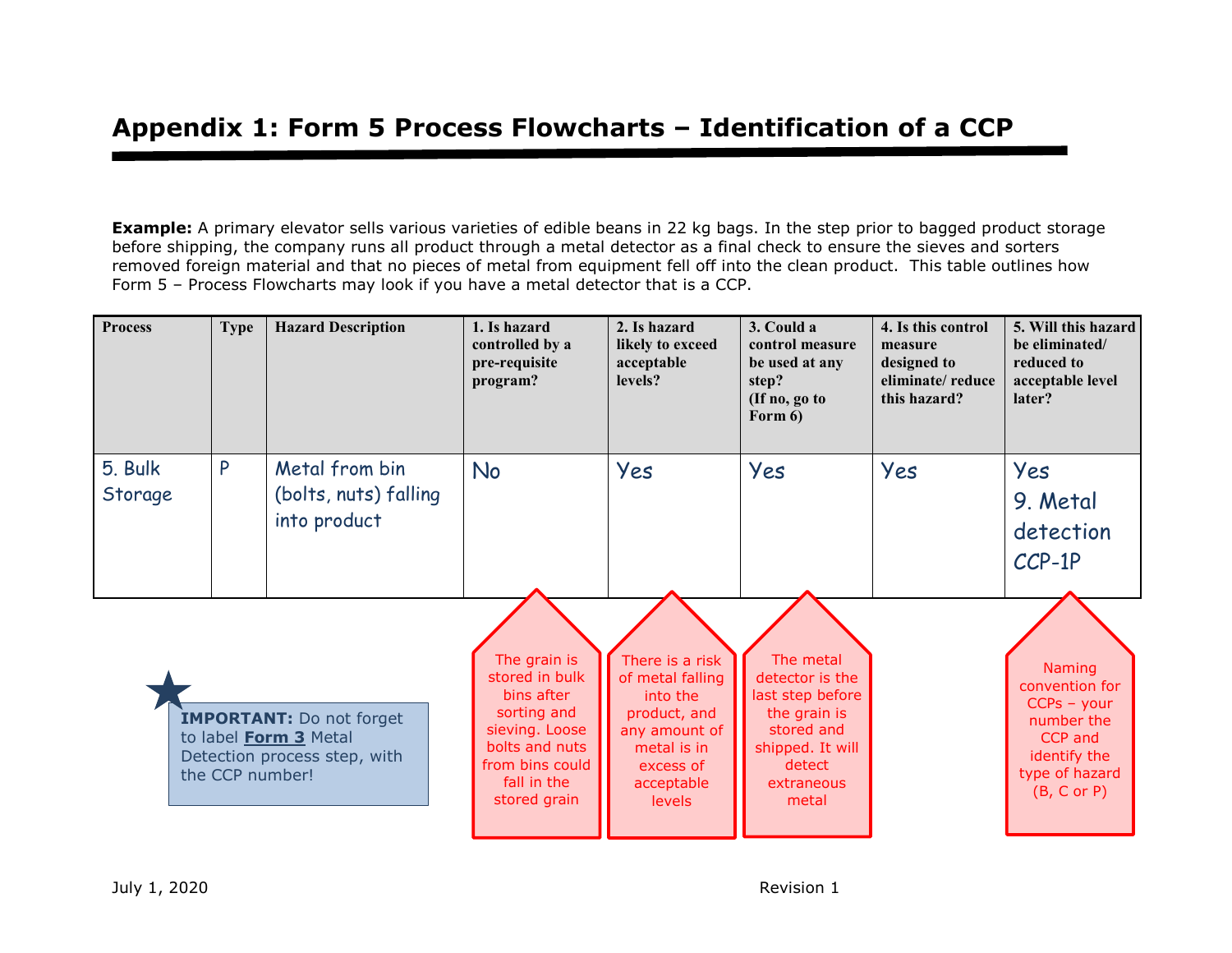# Appendix 1: Form 5 Process Flowcharts – Identification of a CCP

**Example:** A primary elevator sells various varieties of edible beans in 22 kg bags. In the step prior to bagged product storage before shipping, the company runs all product through a metal detector as a final check to ensure the sieves and sorters removed foreign material and that no pieces of metal from equipment fell off into the clean product. This table outlines how Form 5 – Process Flowcharts may look if you have a metal detector that is a CCP.

| Process | Type | Hazard Description | 1. Is hazard controlled by a pre-requisite program? | 2. Is hazard likely to exceed acceptable levels? | 3. Could a control measure be used at any step? (If no, go to Form 6) | 4. Is this control measure designed to eliminate/ reduce this hazard? | 5. Will this hazard be eliminated/ reduced to acceptable level later? |
|---|---|---|---|---|---|---|---|
| 5. Bulk Storage | P | Metal from bin (bolts, nuts) falling into product | No | Yes | Yes | Yes | Yes 9. Metal detection CCP-1P |

Notes:

- (Column 1) The grain is stored in bulk bins after sorting and sieving. Loose bolts and nuts from bins could fall in the stored grain
- (Column 2) There is a risk of metal falling into the product, and any amount of metal is in excess of acceptable levels
- (Column 3) The metal detector is the last step before the grain is stored and shipped. It will detect extraneous metal
- (Column 5) Naming convention for CCPs – your number the CCP and identify the type of hazard (B, C or P)

★ **IMPORTANT:** Do not forget to label **Form 3** Metal Detection process step, with the CCP number!

July 1, 2020 Revision 1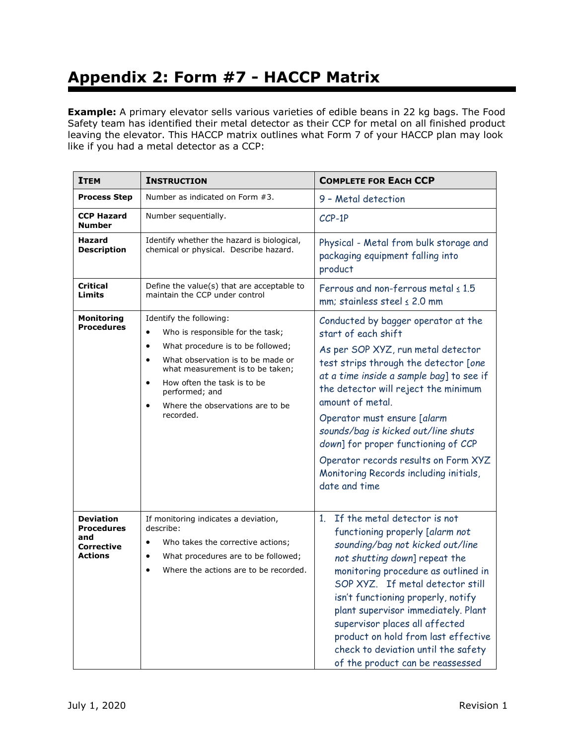# Appendix 2: Form #7 - HACCP Matrix

**Example:** A primary elevator sells various varieties of edible beans in 22 kg bags. The Food Safety team has identified their metal detector as their CCP for metal on all finished product leaving the elevator. This HACCP matrix outlines what Form 7 of your HACCP plan may look like if you had a metal detector as a CCP:

| Item | Instruction | Complete for Each CCP |
|---|---|---|
| **Process Step** | Number as indicated on Form #3. | 9 - Metal detection |
| **CCP Hazard Number** | Number sequentially. | CCP-1P |
| **Hazard Description** | Identify whether the hazard is biological, chemical or physical. Describe hazard. | Physical - Metal from bulk storage and packaging equipment falling into product |
| **Critical Limits** | Define the value(s) that are acceptable to maintain the CCP under control | Ferrous and non-ferrous metal ≤ 1.5 mm; stainless steel ≤ 2.0 mm |
| **Monitoring Procedures** | Identify the following:<br>• Who is responsible for the task;<br>• What procedure is to be followed;<br>• What observation is to be made or what measurement is to be taken;<br>• How often the task is to be performed; and<br>• Where the observations are to be recorded. | Conducted by bagger operator at the start of each shift<br>As per SOP XYZ, run metal detector test strips through the detector [*one at a time inside a sample bag*] to see if the detector will reject the minimum amount of metal.<br>Operator must ensure [*alarm sounds/bag is kicked out/line shuts down*] for proper functioning of CCP<br>Operator records results on Form XYZ Monitoring Records including initials, date and time |
| **Deviation Procedures and Corrective Actions** | If monitoring indicates a deviation, describe:<br>• Who takes the corrective actions;<br>• What procedures are to be followed;<br>• Where the actions are to be recorded. | 1. If the metal detector is not functioning properly [*alarm not sounding/bag not kicked out/line not shutting down*] repeat the monitoring procedure as outlined in SOP XYZ. If metal detector still isn't functioning properly, notify plant supervisor immediately. Plant supervisor places all affected product on hold from last effective check to deviation until the safety of the product can be reassessed |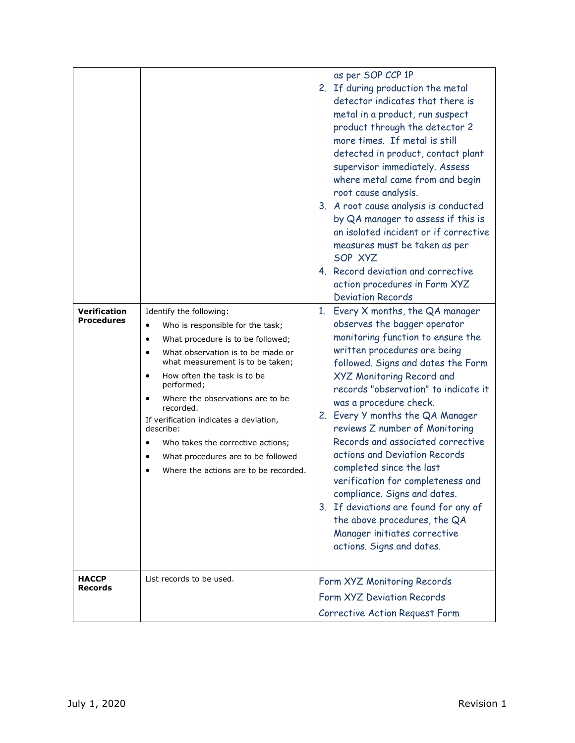| | | |
|---|---|---|
| | | as per SOP CCP 1P<br>2. If during production the metal detector indicates that there is metal in a product, run suspect product through the detector 2 more times. If metal is still detected in product, contact plant supervisor immediately. Assess where metal came from and begin root cause analysis.<br>3. A root cause analysis is conducted by QA manager to assess if this is an isolated incident or if corrective measures must be taken as per SOP XYZ<br>4. Record deviation and corrective action procedures in Form XYZ Deviation Records |
| **Verification Procedures** | Identify the following:<br>• Who is responsible for the task;<br>• What procedure is to be followed;<br>• What observation is to be made or what measurement is to be taken;<br>• How often the task is to be performed;<br>• Where the observations are to be recorded.<br>If verification indicates a deviation, describe:<br>• Who takes the corrective actions;<br>• What procedures are to be followed<br>• Where the actions are to be recorded. | 1. Every X months, the QA manager observes the bagger operator monitoring function to ensure the written procedures are being followed. Signs and dates the Form XYZ Monitoring Record and records "observation" to indicate it was a procedure check.<br>2. Every Y months the QA Manager reviews Z number of Monitoring Records and associated corrective actions and Deviation Records completed since the last verification for completeness and compliance. Signs and dates.<br>3. If deviations are found for any of the above procedures, the QA Manager initiates corrective actions. Signs and dates. |
| **HACCP Records** | List records to be used. | Form XYZ Monitoring Records<br>Form XYZ Deviation Records<br>Corrective Action Request Form |

July 1, 2020 Revision 1